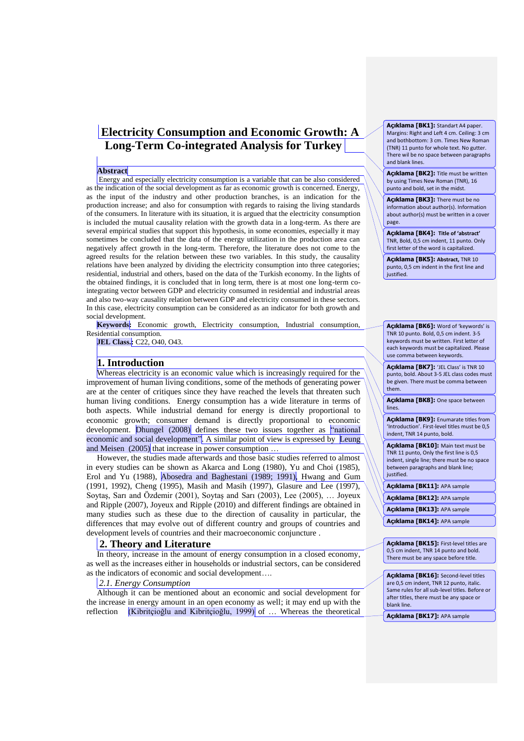# Electricity Consumption and Economic Growth: A Long-Term Co-integrated Analysis for Turkey

**Abstract**

Energy and especially electricity consumption is a variable that can be also considered as the indication of the social development as far as economic growth is concerned. Energy, as the input of the industry and other production branches, is an indication for the production increase; and also for consumption with regards to raising the living standards of the consumers. In literature with its situation, it is argued that the electricity consumption is included the mutual causality relation with the growth data in a long-term. As there are several empirical studies that support this hypothesis, in some economies, especially it may sometimes be concluded that the data of the energy utilization in the production area can negatively affect growth in the long-term. Therefore, the literature does not come to the agreed results for the relation between these two variables. In this study, the causality relations have been analyzed by dividing the electricity consumption into three categories; residential, industrial and others, based on the data of the Turkish economy. In the lights of the obtained findings, it is concluded that in long term, there is at most one long-term co-integrating vector between GDP and electricity consumed in residential and industrial areas and also two-way causality relation between GDP and electricity consumed in these sectors. In this case, electricity consumption can be considered as an indicator for both growth and social development.

**Keywords:** Economic growth, Electricity consumption, Industrial consumption, Residential consumption.

**JEL Class.:** C22, O40, O43.

## 1. Introduction

Whereas electricity is an economic value which is increasingly required for the improvement of human living conditions, some of the methods of generating power are at the center of critiques since they have reached the levels that threaten such human living conditions. Energy consumption has a wide literature in terms of both aspects. While industrial demand for energy is directly proportional to economic growth; consumer demand is directly proportional to economic development. Dhungel (2008) defines these two issues together as "national economic and social development". A similar point of view is expressed by Leung and Meisen (2005) that increase in power consumption …

However, the studies made afterwards and those basic studies referred to almost in every studies can be shown as Akarca and Long (1980), Yu and Choi (1985), Erol and Yu (1988), Abosedra and Baghestani (1989; 1991), Hwang and Gum (1991, 1992), Cheng (1995), Masih and Masih (1997), Glasure and Lee (1997), Soytaş, Sarı and Özdemir (2001), Soytaş and Sarı (2003), Lee (2005), … Joyeux and Ripple (2007), Joyeux and Ripple (2010) and different findings are obtained in many studies such as these due to the direction of causality in particular, the differences that may evolve out of different country and groups of countries and development levels of countries and their macroeconomic conjuncture .

## 2. Theory and Literature

In theory, increase in the amount of energy consumption in a closed economy, as well as the increases either in households or industrial sectors, can be considered as the indicators of economic and social development….

### *2.1. Energy Consumption*

Although it can be mentioned about an economic and social development for the increase in energy amount in an open economy as well; it may end up with the reflection (Kibritçioğlu and Kibritçioğlu, 1999) of … Whereas the theoretical

---

**Açıklama [BK1]:** Standart A4 paper. Margins: Right and Left 4 cm. Ceiling: 3 cm and bothbottom: 3 cm. Times New Roman (TNR) 11 punto for whole text. No gutter. There wil be no space between paragraphs and blank lines.

**Açıklama [BK2]:** Title must be written by using Times New Roman (TNR), 16 punto and bold, set in the midst.

**Açıklama [BK3]:** There must be no information about author(s). Information about author(s) must be written in a cover page.

**Açıklama [BK4]:** Title of 'abstract' TNR, Bold, 0,5 cm indent, 11 punto. Only first letter of the word is capitalized.

**Açıklama [BK5]:** Abstract, TNR 10 punto, 0,5 cm indent in the first line and justified.

**Açıklama [BK6]:** Word of 'keywords' is TNR 10 punto. Bold, 0,5 cm indent. 3-5 keywords must be written. First letter of each keywords must be capitalized. Please use comma between keywords.

**Açıklama [BK7]:** 'JEL Class' is TNR 10 punto, bold. About 3-5 JEL class codes must be given. There must be comma between them.

**Açıklama [BK8]:** One space between lines.

**Açıklama [BK9]:** Enumarate titles from 'Introduction'. First-level titles must be 0,5 indent, TNR 14 punto, bold.

**Açıklama [BK10]:** Main text must be TNR 11 punto, Only the first line is 0,5 indent, single line; there must be no space between paragraphs and blank line; justified.

**Açıklama [BK11]:** APA sample

**Açıklama [BK12]:** APA sample

**Açıklama [BK13]:** APA sample

**Açıklama [BK14]:** APA sample

**Açıklama [BK15]:** First-level titles are 0,5 cm indent, TNR 14 punto and bold. There must be any space before title.

**Açıklama [BK16]:** Second-level titles are 0,5 cm indent, TNR 12 punto, italic. Same rules for all sub-level titles. Before or after titles, there must be any space or blank line.

**Açıklama [BK17]:** APA sample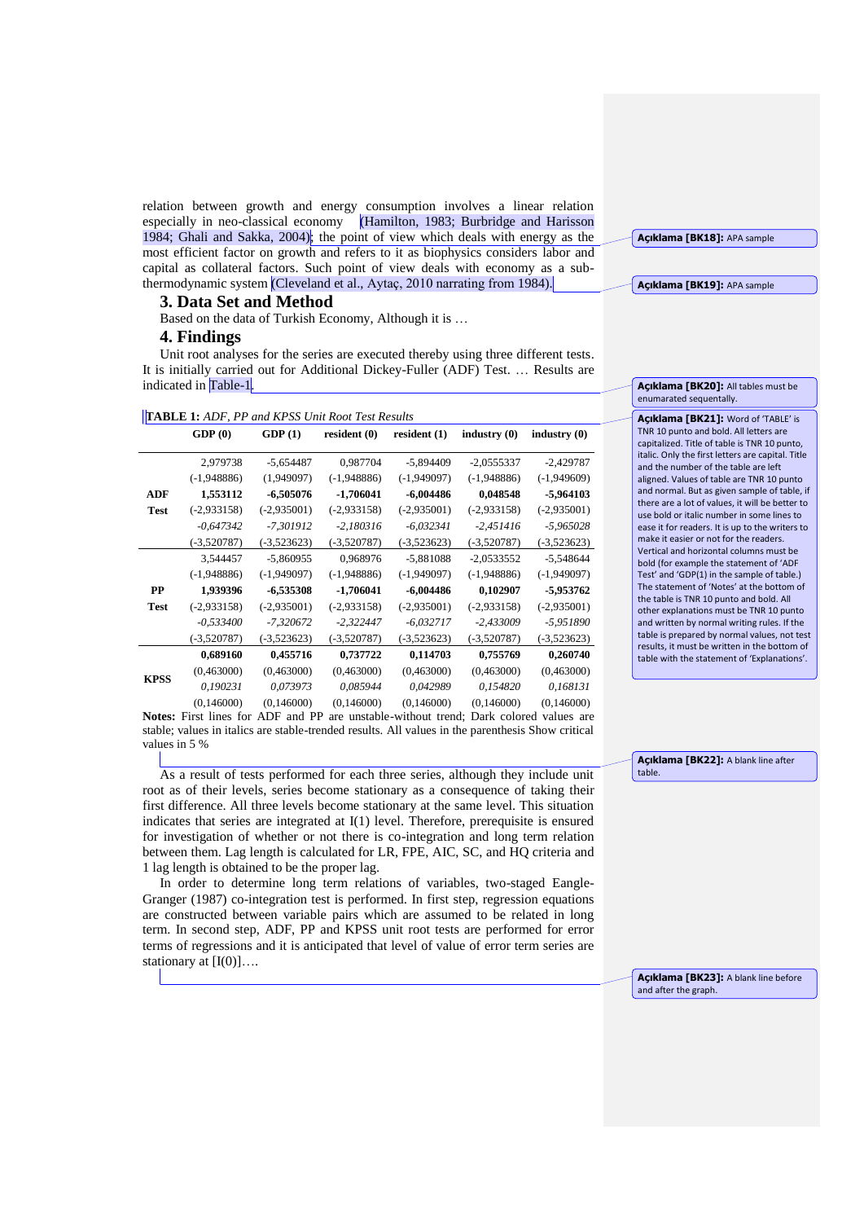relation between growth and energy consumption involves a linear relation especially in neo-classical economy (Hamilton, 1983; Burbridge and Harisson 1984; Ghali and Sakka, 2004); the point of view which deals with energy as the most efficient factor on growth and refers to it as biophysics considers labor and capital as collateral factors. Such point of view deals with economy as a sub-thermodynamic system (Cleveland et al., Aytaç, 2010 narrating from 1984).

## 3. Data Set and Method

Based on the data of Turkish Economy, Although it is …

## 4. Findings

Unit root analyses for the series are executed thereby using three different tests. It is initially carried out for Additional Dickey-Fuller (ADF) Test. … Results are indicated in Table-1.

**TABLE 1:** *ADF, PP and KPSS Unit Root Test Results*

| | GDP (0) | GDP (1) | resident (0) | resident (1) | industry (0) | industry (0) |
|---|---|---|---|---|---|---|
| | 2,979738 | -5,654487 | 0,987704 | -5,894409 | -2,0555337 | -2,429787 |
| | (-1,948886) | (1,949097) | (-1,948886) | (-1,949097) | (-1,948886) | (-1,949609) |
| **ADF** | **1,553112** | **-6,505076** | **-1,706041** | **-6,004486** | **0,048548** | **-5,964103** |
| **Test** | (-2,933158) | (-2,935001) | (-2,933158) | (-2,935001) | (-2,933158) | (-2,935001) |
| | *-0,647342* | *-7,301912* | *-2,180316* | *-6,032341* | *-2,451416* | *-5,965028* |
| | (-3,520787) | (-3,523623) | (-3,520787) | (-3,523623) | (-3,520787) | (-3,523623) |
| | 3,544457 | -5,860955 | 0,968976 | -5,881088 | -2,0533552 | -5,548644 |
| | (-1,948886) | (-1,949097) | (-1,948886) | (-1,949097) | (-1,948886) | (-1,949097) |
| **PP** | **1,939396** | **-6,535308** | **-1,706041** | **-6,004486** | **0,102907** | **-5,953762** |
| **Test** | (-2,933158) | (-2,935001) | (-2,933158) | (-2,935001) | (-2,933158) | (-2,935001) |
| | *-0,533400* | *-7,320672* | *-2,322447* | *-6,032717* | *-2,433009* | *-5,951890* |
| | (-3,520787) | (-3,523623) | (-3,520787) | (-3,523623) | (-3,520787) | (-3,523623) |
| | **0,689160** | **0,455716** | **0,737722** | **0,114703** | **0,755769** | **0,260740** |
| **KPSS** | (0,463000) | (0,463000) | (0,463000) | (0,463000) | (0,463000) | (0,463000) |
| | *0,190231* | *0,073973* | *0,085944* | *0,042989* | *0,154820* | *0,168131* |
| | (0,146000) | (0,146000) | (0,146000) | (0,146000) | (0,146000) | (0,146000) |

**Notes:** First lines for ADF and PP are unstable-without trend; Dark colored values are stable; values in italics are stable-trended results. All values in the parenthesis Show critical values in 5 %

As a result of tests performed for each three series, although they include unit root as of their levels, series become stationary as a consequence of taking their first difference. All three levels become stationary at the same level. This situation indicates that series are integrated at I(1) level. Therefore, prerequisite is ensured for investigation of whether or not there is co-integration and long term relation between them. Lag length is calculated for LR, FPE, AIC, SC, and HQ criteria and 1 lag length is obtained to be the proper lag.

In order to determine long term relations of variables, two-staged Eangle-Granger (1987) co-integration test is performed. In first step, regression equations are constructed between variable pairs which are assumed to be related in long term. In second step, ADF, PP and KPSS unit root tests are performed for error terms of regressions and it is anticipated that level of value of error term series are stationary at [I(0)]….

Açıklama [BK18]: APA sample

Açıklama [BK19]: APA sample

Açıklama [BK20]: All tables must be enumarated sequentally.

Açıklama [BK21]: Word of 'TABLE' is TNR 10 punto and bold. All letters are capitalized. Title of table is TNR 10 punto, italic. Only the first letters are capital. Title and the number of the table are left aligned. Values of table are TNR 10 punto and normal. But as given sample of table, if there are a lot of values, it will be better to use bold or italic number in some lines to ease it for readers. It is up to the writers to make it easier or not for the readers. Vertical and horizontal columns must be bold (for example the statement of 'ADF Test' and 'GDP(1) in the sample of table.) The statement of 'Notes' at the bottom of the table is TNR 10 punto and bold. All other explanations must be TNR 10 punto and written by normal writing rules. If the table is prepared by normal values, not test results, it must be written in the bottom of table with the statement of 'Explanations'.

Açıklama [BK22]: A blank line after table.

Açıklama [BK23]: A blank line before and after the graph.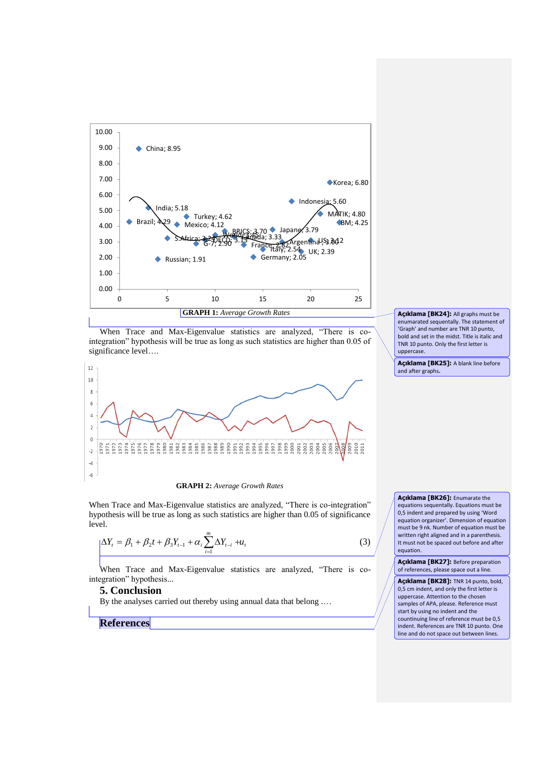**GRAPH 1:** *Average Growth Rates*

When Trace and Max-Eigenvalue statistics are analyzed, "There is co-integration" hypothesis will be true as long as such statistics are higher than 0.05 of significance level….

**GRAPH 2:** *Average Growth Rates*

When Trace and Max-Eigenvalue statistics are analyzed, "There is co-integration" hypothesis will be true as long as such statistics are higher than 0.05 of significance level.

$$\Delta Y_t = \beta_1 + \beta_2 t + \beta_3 Y_{t-1} + \alpha_i \sum_{i=1}^{m} \Delta Y_{t-i} + u_t \qquad (3)$$

When Trace and Max-Eigenvalue statistics are analyzed, "There is co-integration" hypothesis...

## 5. Conclusion

By the analyses carried out thereby using annual data that belong ….

## References

**Açıklama [BK24]:** All graphs must be enumarated sequentally. The statement of 'Graph' and number are TNR 10 punto, bold and set in the midst. Title is italic and TNR 10 punto. Only the first letter is uppercase.

**Açıklama [BK25]:** A blank line before and after graphs.

**Açıklama [BK26]:** Enumarate the equations sequentally. Equations must be 0,5 indent and prepared by using 'Word equation organizer'. Dimension of equation must be 9 nk. Number of equation must be written right aligned and in a parenthesis. It must not be spaced out before and after equation.

**Açıklama [BK27]:** Before preparation of references, please space out a line.

**Açıklama [BK28]:** TNR 14 punto, bold, 0,5 cm indent, and only the first letter is uppercase. Attention to the chosen samples of APA, please. Reference must start by using no indent and the countinuing line of reference must be 0,5 indent. References are TNR 10 punto. One line and do not space out between lines.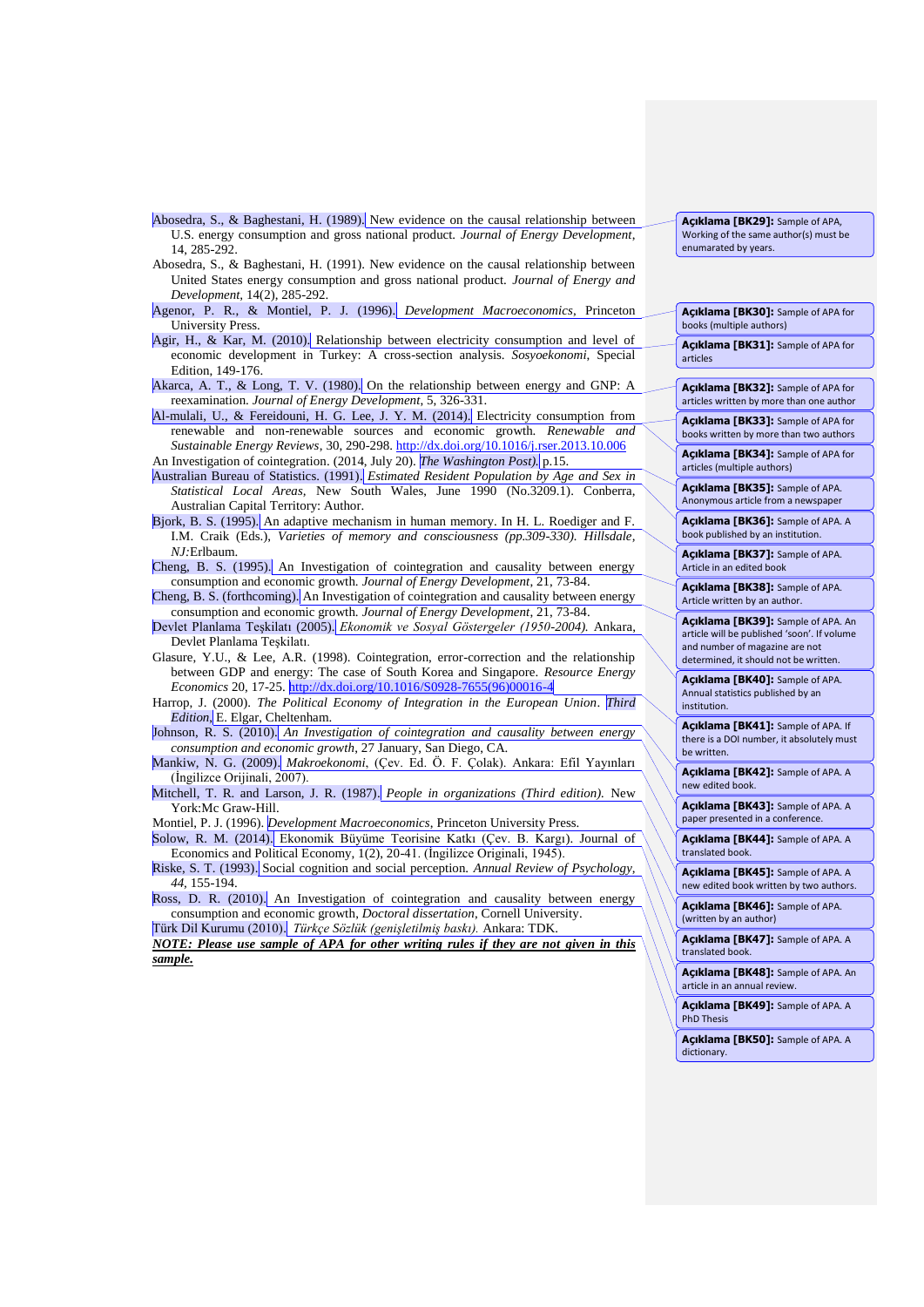Abosedra, S., & Baghestani, H. (1989). New evidence on the causal relationship between U.S. energy consumption and gross national product. *Journal of Energy Development*, 14, 285-292.

Abosedra, S., & Baghestani, H. (1991). New evidence on the causal relationship between United States energy consumption and gross national product. *Journal of Energy and Development*, 14(2), 285-292.

Agenor, P. R., & Montiel, P. J. (1996). *Development Macroeconomics*, Princeton University Press.

Agir, H., & Kar, M. (2010). Relationship between electricity consumption and level of economic development in Turkey: A cross-section analysis. *Sosyoekonomi*, Special Edition, 149-176.

Akarca, A. T., & Long, T. V. (1980). On the relationship between energy and GNP: A reexamination. *Journal of Energy Development*, 5, 326-331.

Al-mulali, U., & Fereidouni, H. G. Lee, J. Y. M. (2014). Electricity consumption from renewable and non-renewable sources and economic growth. *Renewable and Sustainable Energy Reviews*, 30, 290-298. http://dx.doi.org/10.1016/j.rser.2013.10.006

An Investigation of cointegration. (2014, July 20). *The Washington Post).* p.15.

Australian Bureau of Statistics. (1991). *Estimated Resident Population by Age and Sex in Statistical Local Areas*, New South Wales, June 1990 (No.3209.1). Conberra, Australian Capital Territory: Author.

Bjork, B. S. (1995). An adaptive mechanism in human memory. In H. L. Roediger and F. I.M. Craik (Eds.), *Varieties of memory and consciousness (pp.309-330). Hillsdale, NJ:*Erlbaum.

Cheng, B. S. (1995). An Investigation of cointegration and causality between energy consumption and economic growth. *Journal of Energy Development*, 21, 73-84.

Cheng, B. S. (forthcoming). An Investigation of cointegration and causality between energy consumption and economic growth. *Journal of Energy Development*, 21, 73-84.

Devlet Planlama Teşkilatı (2005). *Ekonomik ve Sosyal Göstergeler (1950-2004).* Ankara, Devlet Planlama Teşkilatı.

Glasure, Y.U., & Lee, A.R. (1998). Cointegration, error-correction and the relationship between GDP and energy: The case of South Korea and Singapore. *Resource Energy Economics* 20, 17-25. http://dx.doi.org/10.1016/S0928-7655(96)00016-4

Harrop, J. (2000). *The Political Economy of Integration in the European Union*. *Third Edition*, E. Elgar, Cheltenham.

Johnson, R. S. (2010). *An Investigation of cointegration and causality between energy consumption and economic growth*, 27 January, San Diego, CA.

Mankiw, N. G. (2009). *Makroekonomi*, (Çev. Ed. Ö. F. Çolak). Ankara: Efil Yayınları (İngilizce Orijinali, 2007).

Mitchell, T. R. and Larson, J. R. (1987). *People in organizations (Third edition).* New York:Mc Graw-Hill.

Montiel, P. J. (1996). *Development Macroeconomics*, Princeton University Press.

Solow, R. M. (2014). Ekonomik Büyüme Teorisine Katkı (Çev. B. Kargı). Journal of Economics and Political Economy, 1(2), 20-41. (İngilizce Originali, 1945).

Riske, S. T. (1993). Social cognition and social perception. *Annual Review of Psychology, 44*, 155-194.

Ross, D. R. (2010). An Investigation of cointegration and causality between energy consumption and economic growth, *Doctoral dissertation*, Cornell University.

Türk Dil Kurumu (2010). *Türkçe Sözlük (genişletilmiş baskı).* Ankara: TDK.

***NOTE: Please use sample of APA for other writing rules if they are not given in this sample.***

**Açıklama [BK29]:** Sample of APA, Working of the same author(s) must be enumarated by years.

**Açıklama [BK30]:** Sample of APA for books (multiple authors)

**Açıklama [BK31]:** Sample of APA for articles

**Açıklama [BK32]:** Sample of APA for articles written by more than one author

**Açıklama [BK33]:** Sample of APA for books written by more than two authors

**Açıklama [BK34]:** Sample of APA for articles (multiple authors)

**Açıklama [BK35]:** Sample of APA. Anonymous article from a newspaper

**Açıklama [BK36]:** Sample of APA. A book published by an institution.

**Açıklama [BK37]:** Sample of APA. Article in an edited book

**Açıklama [BK38]:** Sample of APA. Article written by an author.

**Açıklama [BK39]:** Sample of APA. An article will be published 'soon'. If volume and number of magazine are not determined, it should not be written.

**Açıklama [BK40]:** Sample of APA. Annual statistics published by an institution.

**Açıklama [BK41]:** Sample of APA. If there is a DOI number, it absolutely must be written.

**Açıklama [BK42]:** Sample of APA. A new edited book.

**Açıklama [BK43]:** Sample of APA. A paper presented in a conference.

**Açıklama [BK44]:** Sample of APA. A translated book.

**Açıklama [BK45]:** Sample of APA. A new edited book written by two authors.

**Açıklama [BK46]:** Sample of APA. (written by an author)

**Açıklama [BK47]:** Sample of APA. A translated book.

**Açıklama [BK48]:** Sample of APA. An article in an annual review.

**Açıklama [BK49]:** Sample of APA. A PhD Thesis

**Açıklama [BK50]:** Sample of APA. A dictionary.